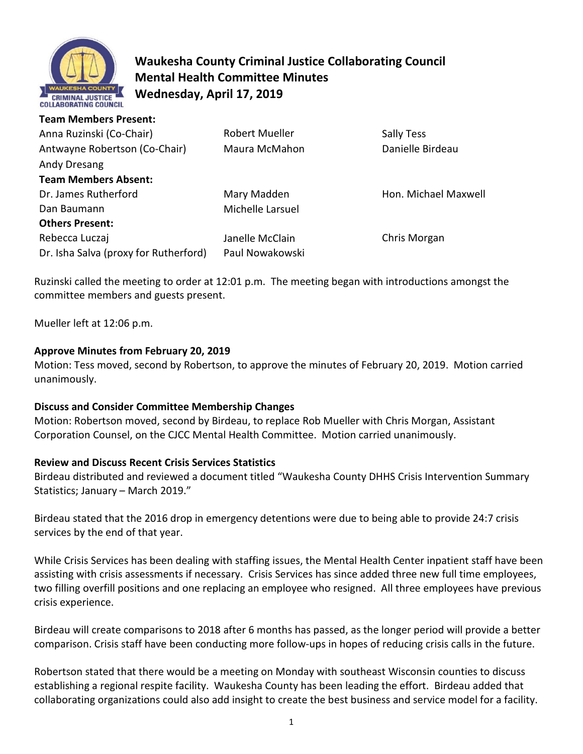# Waukesha County Criminal Justice Collaborating Council
## Mental Health Committee Minutes
### Wednesday, April 17, 2019

**Team Members Present:**

| | | |
|---|---|---|
| Anna Ruzinski (Co-Chair) | Robert Mueller | Sally Tess |
| Antwayne Robertson (Co-Chair) | Maura McMahon | Danielle Birdeau |
| Andy Dresang | | |

**Team Members Absent:**

| | | |
|---|---|---|
| Dr. James Rutherford | Mary Madden | Hon. Michael Maxwell |
| Dan Baumann | Michelle Larsuel | |

**Others Present:**

| | | |
|---|---|---|
| Rebecca Luczaj | Janelle McClain | Chris Morgan |
| Dr. Isha Salva (proxy for Rutherford) | Paul Nowakowski | |

Ruzinski called the meeting to order at 12:01 p.m. The meeting began with introductions amongst the committee members and guests present.

Mueller left at 12:06 p.m.

**Approve Minutes from February 20, 2019**

Motion: Tess moved, second by Robertson, to approve the minutes of February 20, 2019. Motion carried unanimously.

**Discuss and Consider Committee Membership Changes**

Motion: Robertson moved, second by Birdeau, to replace Rob Mueller with Chris Morgan, Assistant Corporation Counsel, on the CJCC Mental Health Committee. Motion carried unanimously.

**Review and Discuss Recent Crisis Services Statistics**

Birdeau distributed and reviewed a document titled "Waukesha County DHHS Crisis Intervention Summary Statistics; January – March 2019."

Birdeau stated that the 2016 drop in emergency detentions were due to being able to provide 24:7 crisis services by the end of that year.

While Crisis Services has been dealing with staffing issues, the Mental Health Center inpatient staff have been assisting with crisis assessments if necessary. Crisis Services has since added three new full time employees, two filling overfill positions and one replacing an employee who resigned. All three employees have previous crisis experience.

Birdeau will create comparisons to 2018 after 6 months has passed, as the longer period will provide a better comparison. Crisis staff have been conducting more follow-ups in hopes of reducing crisis calls in the future.

Robertson stated that there would be a meeting on Monday with southeast Wisconsin counties to discuss establishing a regional respite facility. Waukesha County has been leading the effort. Birdeau added that collaborating organizations could also add insight to create the best business and service model for a facility.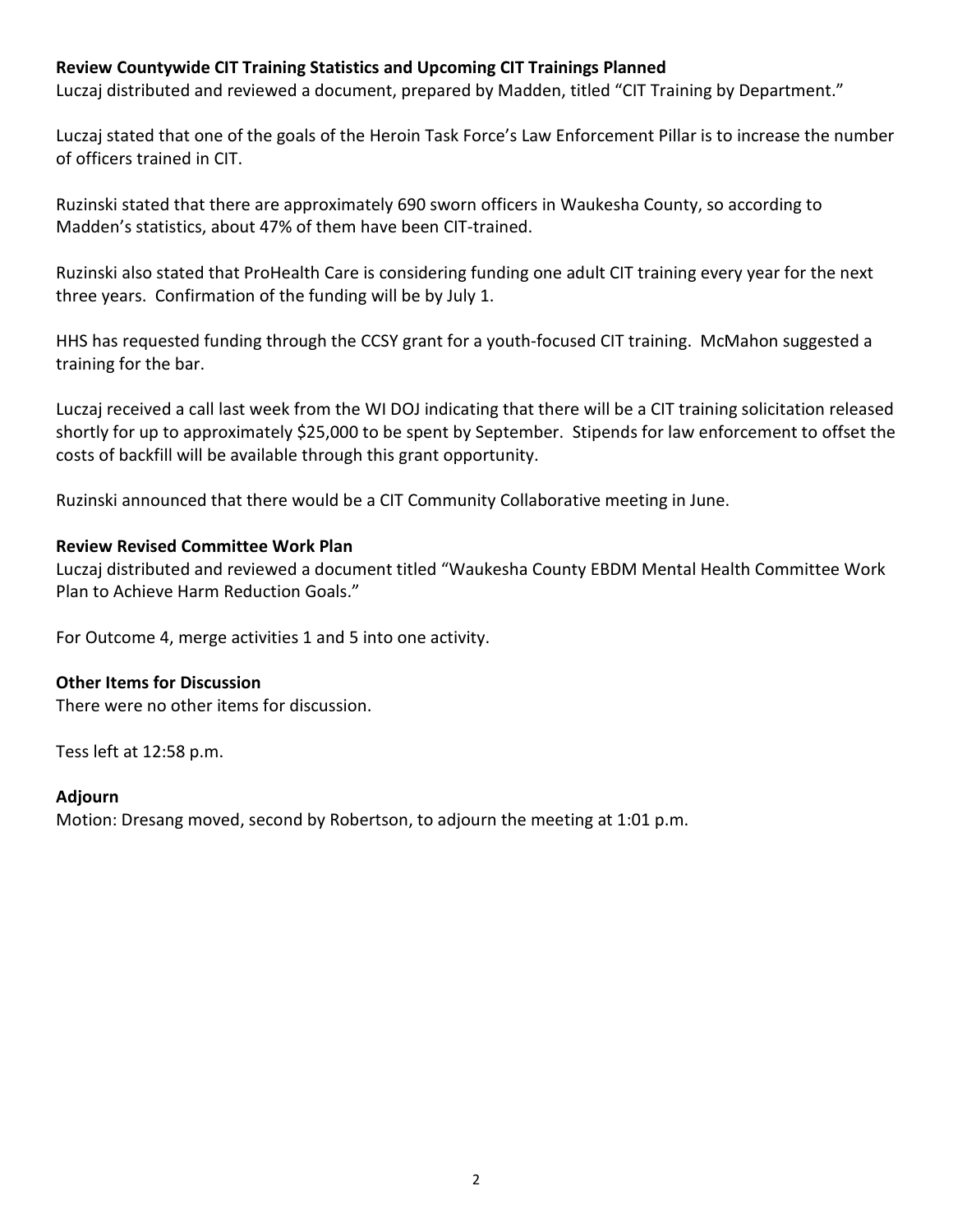**Review Countywide CIT Training Statistics and Upcoming CIT Trainings Planned**
Luczaj distributed and reviewed a document, prepared by Madden, titled "CIT Training by Department."

Luczaj stated that one of the goals of the Heroin Task Force's Law Enforcement Pillar is to increase the number of officers trained in CIT.

Ruzinski stated that there are approximately 690 sworn officers in Waukesha County, so according to Madden's statistics, about 47% of them have been CIT-trained.

Ruzinski also stated that ProHealth Care is considering funding one adult CIT training every year for the next three years. Confirmation of the funding will be by July 1.

HHS has requested funding through the CCSY grant for a youth-focused CIT training. McMahon suggested a training for the bar.

Luczaj received a call last week from the WI DOJ indicating that there will be a CIT training solicitation released shortly for up to approximately $25,000 to be spent by September. Stipends for law enforcement to offset the costs of backfill will be available through this grant opportunity.

Ruzinski announced that there would be a CIT Community Collaborative meeting in June.

**Review Revised Committee Work Plan**
Luczaj distributed and reviewed a document titled "Waukesha County EBDM Mental Health Committee Work Plan to Achieve Harm Reduction Goals."

For Outcome 4, merge activities 1 and 5 into one activity.

**Other Items for Discussion**
There were no other items for discussion.

Tess left at 12:58 p.m.

**Adjourn**
Motion: Dresang moved, second by Robertson, to adjourn the meeting at 1:01 p.m.